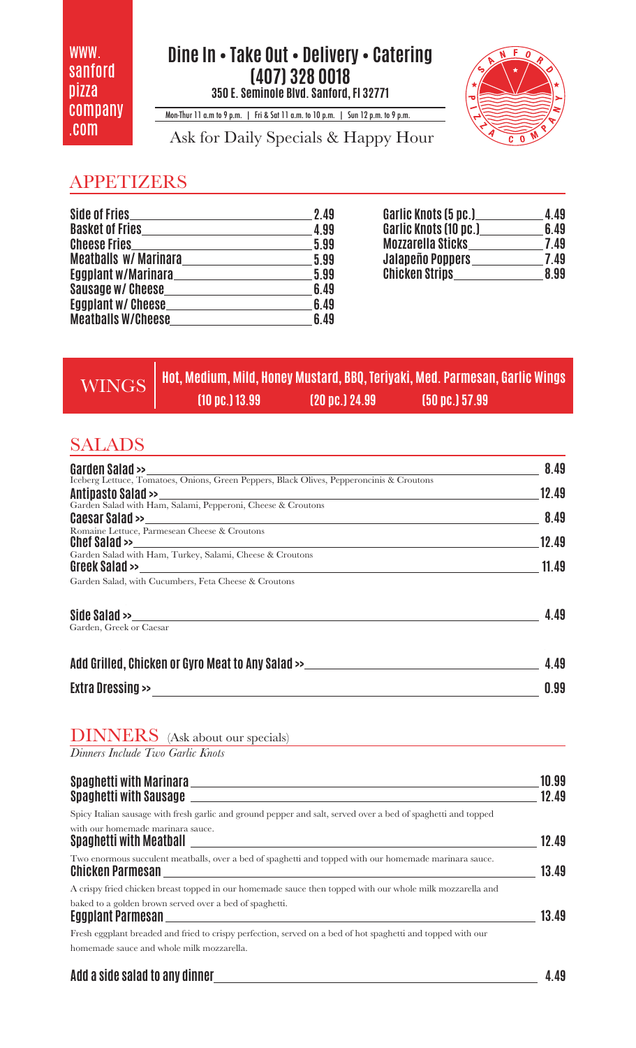www.sanfordpizzacompany.com

# Dine In • Take Out • Delivery • Catering

**(407) 328 0018**

**350 E. Seminole Blvd. Sanford, Fl 32771**

Mon-Thur 11 a.m to 9 p.m. | Fri & Sat 11 a.m. to 10 p.m. | Sun 12 p.m. to 9 p.m.

Ask for Daily Specials & Happy Hour

## APPETIZERS

| | |
|---|---|
| Side of Fries | 2.49 |
| Basket of Fries | 4.99 |
| Cheese Fries | 5.99 |
| Meatballs w/ Marinara | 5.99 |
| Eggplant w/Marinara | 5.99 |
| Sausage w/ Cheese | 6.49 |
| Eggplant w/ Cheese | 6.49 |
| Meatballs W/Cheese | 6.49 |
| Garlic Knots (5 pc.) | 4.49 |
| Garlic Knots (10 pc.) | 6.49 |
| Mozzarella Sticks | 7.49 |
| Jalapeño Poppers | 7.49 |
| Chicken Strips | 8.99 |

## WINGS

**Hot, Medium, Mild, Honey Mustard, BBQ, Teriyaki, Med. Parmesan, Garlic Wings**

(10 pc.) 13.99 (20 pc.) 24.99 (50 pc.) 57.99

## SALADS

**Garden Salad >>** 8.49
Iceberg Lettuce, Tomatoes, Onions, Green Peppers, Black Olives, Pepperoncinis & Croutons

**Antipasto Salad >>** 12.49
Garden Salad with Ham, Salami, Pepperoni, Cheese & Croutons

**Caesar Salad >>** 8.49
Romaine Lettuce, Parmesean Cheese & Croutons

**Chef Salad >>** 12.49
Garden Salad with Ham, Turkey, Salami, Cheese & Croutons

**Greek Salad >>** 11.49
Garden Salad, with Cucumbers, Feta Cheese & Croutons

**Side Salad >>** 4.49
Garden, Greek or Caesar

**Add Grilled, Chicken or Gyro Meat to Any Salad >>** 4.49

**Extra Dressing >>** 0.99

## DINNERS (Ask about our specials)

*Dinners Include Two Garlic Knots*

**Spaghetti with Marinara** 10.99

**Spaghetti with Sausage** 12.49
Spicy Italian sausage with fresh garlic and ground pepper and salt, served over a bed of spaghetti and topped with our homemade marinara sauce.

**Spaghetti with Meatball** 12.49
Two enormous succulent meatballs, over a bed of spaghetti and topped with our homemade marinara sauce.

**Chicken Parmesan** 13.49
A crispy fried chicken breast topped in our homemade sauce then topped with our whole milk mozzarella and baked to a golden brown served over a bed of spaghetti.

**Eggplant Parmesan** 13.49
Fresh eggplant breaded and fried to crispy perfection, served on a bed of hot spaghetti and topped with our homemade sauce and whole milk mozzarella.

**Add a side salad to any dinner** 4.49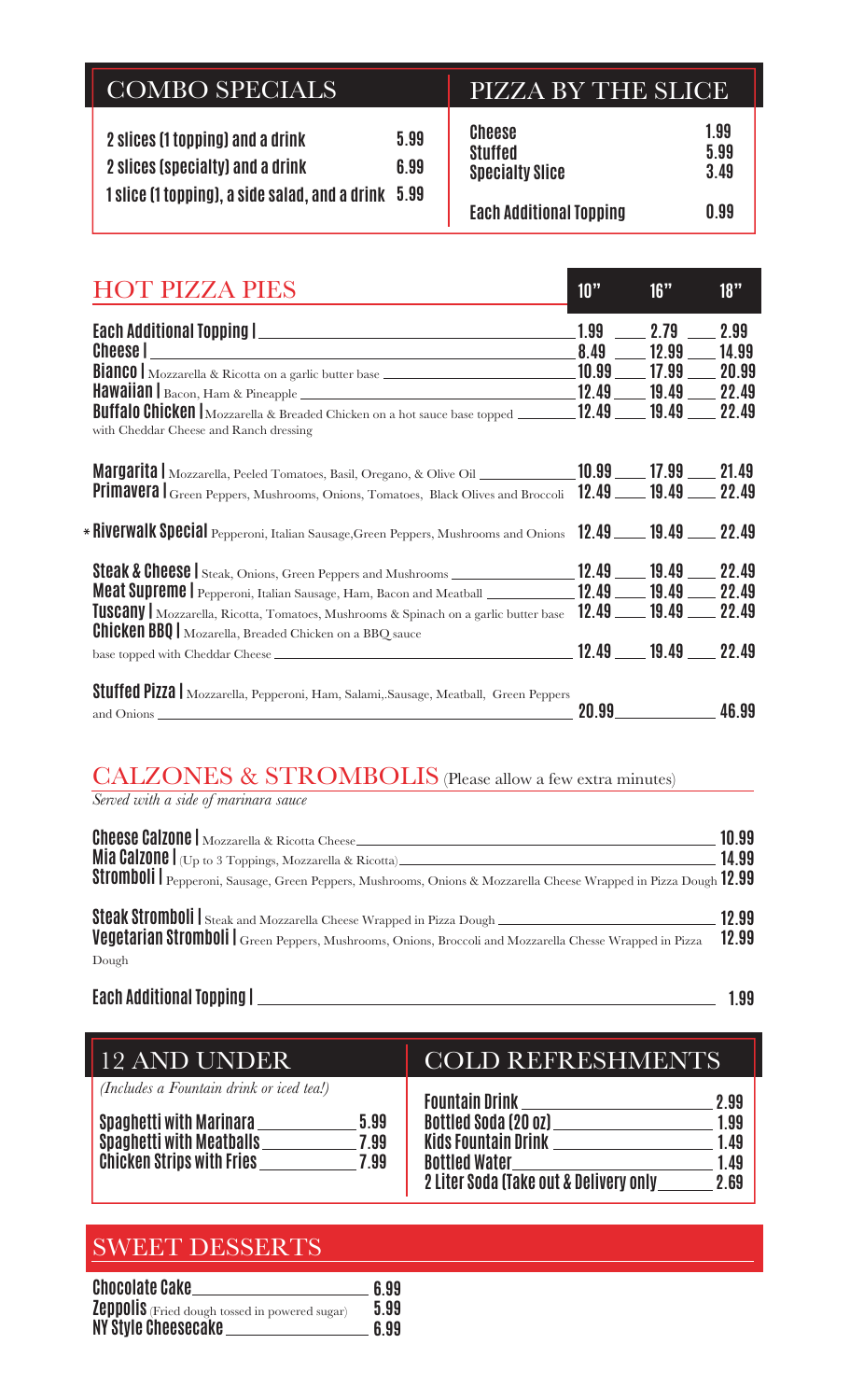## COMBO SPECIALS

| | |
|---|---|
| 2 slices (1 topping) and a drink | 5.99 |
| 2 slices (specialty) and a drink | 6.99 |
| 1 slice (1 topping), a side salad, and a drink | 5.99 |

## PIZZA BY THE SLICE

| | |
|---|---|
| Cheese | 1.99 |
| Stuffed | 5.99 |
| Specialty Slice | 3.49 |
| Each Additional Topping | 0.99 |

## HOT PIZZA PIES

| | 10" | 16" | 18" |
|---|---|---|---|
| **Each Additional Topping** | 1.99 | 2.79 | 2.99 |
| **Cheese** | 8.49 | 12.99 | 14.99 |
| **Bianco** \| Mozzarella & Ricotta on a garlic butter base | 10.99 | 17.99 | 20.99 |
| **Hawaiian** \| Bacon, Ham & Pineapple | 12.49 | 19.49 | 22.49 |
| **Buffalo Chicken** \| Mozzarella & Breaded Chicken on a hot sauce base topped with Cheddar Cheese and Ranch dressing | 12.49 | 19.49 | 22.49 |
| **Margarita** \| Mozzarella, Peeled Tomatoes, Basil, Oregano, & Olive Oil | 10.99 | 17.99 | 21.49 |
| **Primavera** \| Green Peppers, Mushrooms, Onions, Tomatoes, Black Olives and Broccoli | 12.49 | 19.49 | 22.49 |
| * **Riverwalk Special** Pepperoni, Italian Sausage, Green Peppers, Mushrooms and Onions | 12.49 | 19.49 | 22.49 |
| **Steak & Cheese** \| Steak, Onions, Green Peppers and Mushrooms | 12.49 | 19.49 | 22.49 |
| **Meat Supreme** \| Pepperoni, Italian Sausage, Ham, Bacon and Meatball | 12.49 | 19.49 | 22.49 |
| **Tuscany** \| Mozzarella, Ricotta, Tomatoes, Mushrooms & Spinach on a garlic butter base | 12.49 | 19.49 | 22.49 |
| **Chicken BBQ** \| Mozarella, Breaded Chicken on a BBQ sauce base topped with Cheddar Cheese | 12.49 | 19.49 | 22.49 |
| **Stuffed Pizza** \| Mozzarella, Pepperoni, Ham, Salami,.Sausage, Meatball, Green Peppers and Onions | 20.99 | | 46.99 |

## CALZONES & STROMBOLIS (Please allow a few extra minutes)

*Served with a side of marinara sauce*

| | |
|---|---|
| **Cheese Calzone** \| Mozzarella & Ricotta Cheese | 10.99 |
| **Mia Calzone** \| (Up to 3 Toppings, Mozzarella & Ricotta) | 14.99 |
| **Stromboli** \| Pepperoni, Sausage, Green Peppers, Mushrooms, Onions & Mozzarella Cheese Wrapped in Pizza Dough | 12.99 |
| **Steak Stromboli** \| Steak and Mozzarella Cheese Wrapped in Pizza Dough | 12.99 |
| **Vegetarian Stromboli** \| Green Peppers, Mushrooms, Onions, Broccoli and Mozzarella Chesse Wrapped in Pizza Dough | 12.99 |
| **Each Additional Topping** | 1.99 |

## 12 AND UNDER

*(Includes a Fountain drink or iced tea!)*

| | |
|---|---|
| Spaghetti with Marinara | 5.99 |
| Spaghetti with Meatballs | 7.99 |
| Chicken Strips with Fries | 7.99 |

## COLD REFRESHMENTS

| | |
|---|---|
| Fountain Drink | 2.99 |
| Bottled Soda (20 oz) | 1.99 |
| Kids Fountain Drink | 1.49 |
| Bottled Water | 1.49 |
| 2 Liter Soda (Take out & Delivery only | 2.69 |

## SWEET DESSERTS

| | |
|---|---|
| Chocolate Cake | 6.99 |
| **Zeppolis** (Fried dough tossed in powered sugar) | 5.99 |
| NY Style Cheesecake | 6.99 |